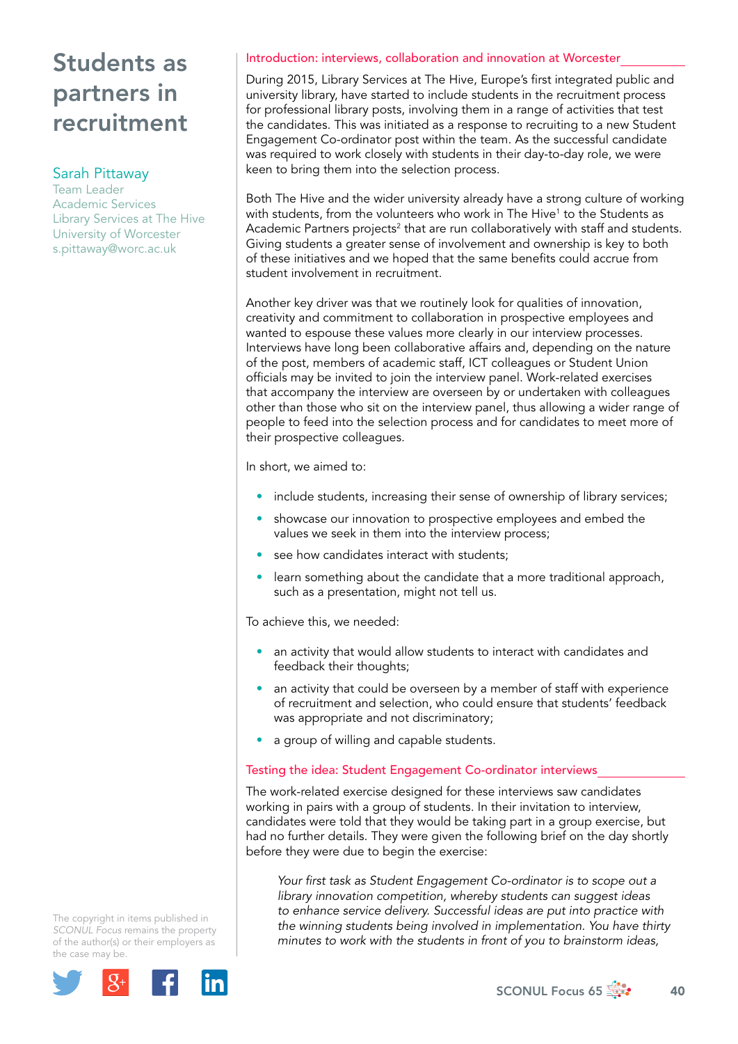# Students as partners in recruitment

Sarah Pittaway
Team Leader
Academic Services
Library Services at The Hive
University of Worcester
s.pittaway@worc.ac.uk

## Introduction: interviews, collaboration and innovation at Worcester

During 2015, Library Services at The Hive, Europe's first integrated public and university library, have started to include students in the recruitment process for professional library posts, involving them in a range of activities that test the candidates. This was initiated as a response to recruiting to a new Student Engagement Co-ordinator post within the team. As the successful candidate was required to work closely with students in their day-to-day role, we were keen to bring them into the selection process.

Both The Hive and the wider university already have a strong culture of working with students, from the volunteers who work in The Hive[1] to the Students as Academic Partners projects[2] that are run collaboratively with staff and students. Giving students a greater sense of involvement and ownership is key to both of these initiatives and we hoped that the same benefits could accrue from student involvement in recruitment.

Another key driver was that we routinely look for qualities of innovation, creativity and commitment to collaboration in prospective employees and wanted to espouse these values more clearly in our interview processes. Interviews have long been collaborative affairs and, depending on the nature of the post, members of academic staff, ICT colleagues or Student Union officials may be invited to join the interview panel. Work-related exercises that accompany the interview are overseen by or undertaken with colleagues other than those who sit on the interview panel, thus allowing a wider range of people to feed into the selection process and for candidates to meet more of their prospective colleagues.

In short, we aimed to:

- include students, increasing their sense of ownership of library services;
- showcase our innovation to prospective employees and embed the values we seek in them into the interview process;
- see how candidates interact with students;
- learn something about the candidate that a more traditional approach, such as a presentation, might not tell us.

To achieve this, we needed:

- an activity that would allow students to interact with candidates and feedback their thoughts;
- an activity that could be overseen by a member of staff with experience of recruitment and selection, who could ensure that students' feedback was appropriate and not discriminatory;
- a group of willing and capable students.

## Testing the idea: Student Engagement Co-ordinator interviews

The work-related exercise designed for these interviews saw candidates working in pairs with a group of students. In their invitation to interview, candidates were told that they would be taking part in a group exercise, but had no further details. They were given the following brief on the day shortly before they were due to begin the exercise:

> *Your first task as Student Engagement Co-ordinator is to scope out a library innovation competition, whereby students can suggest ideas to enhance service delivery. Successful ideas are put into practice with the winning students being involved in implementation. You have thirty minutes to work with the students in front of you to brainstorm ideas,*

The copyright in items published in *SCONUL Focus* remains the property of the author(s) or their employers as the case may be.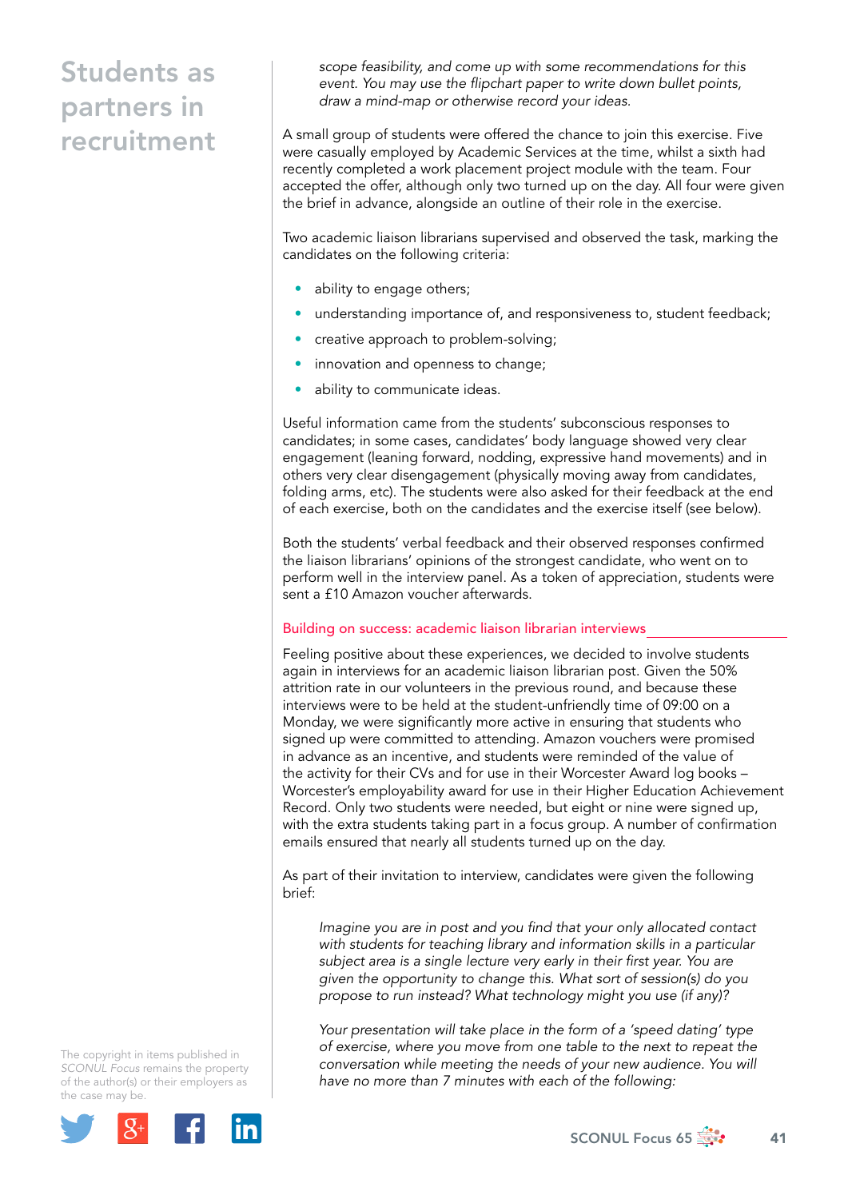*scope feasibility, and come up with some recommendations for this event. You may use the flipchart paper to write down bullet points, draw a mind-map or otherwise record your ideas.*

A small group of students were offered the chance to join this exercise. Five were casually employed by Academic Services at the time, whilst a sixth had recently completed a work placement project module with the team. Four accepted the offer, although only two turned up on the day. All four were given the brief in advance, alongside an outline of their role in the exercise.

Two academic liaison librarians supervised and observed the task, marking the candidates on the following criteria:

- ability to engage others;
- understanding importance of, and responsiveness to, student feedback;
- creative approach to problem-solving;
- innovation and openness to change;
- ability to communicate ideas.

Useful information came from the students' subconscious responses to candidates; in some cases, candidates' body language showed very clear engagement (leaning forward, nodding, expressive hand movements) and in others very clear disengagement (physically moving away from candidates, folding arms, etc). The students were also asked for their feedback at the end of each exercise, both on the candidates and the exercise itself (see below).

Both the students' verbal feedback and their observed responses confirmed the liaison librarians' opinions of the strongest candidate, who went on to perform well in the interview panel. As a token of appreciation, students were sent a £10 Amazon voucher afterwards.

## Building on success: academic liaison librarian interviews

Feeling positive about these experiences, we decided to involve students again in interviews for an academic liaison librarian post. Given the 50% attrition rate in our volunteers in the previous round, and because these interviews were to be held at the student-unfriendly time of 09:00 on a Monday, we were significantly more active in ensuring that students who signed up were committed to attending. Amazon vouchers were promised in advance as an incentive, and students were reminded of the value of the activity for their CVs and for use in their Worcester Award log books – Worcester's employability award for use in their Higher Education Achievement Record. Only two students were needed, but eight or nine were signed up, with the extra students taking part in a focus group. A number of confirmation emails ensured that nearly all students turned up on the day.

As part of their invitation to interview, candidates were given the following brief:

> *Imagine you are in post and you find that your only allocated contact with students for teaching library and information skills in a particular subject area is a single lecture very early in their first year. You are given the opportunity to change this. What sort of session(s) do you propose to run instead? What technology might you use (if any)?*
>
> *Your presentation will take place in the form of a 'speed dating' type of exercise, where you move from one table to the next to repeat the conversation while meeting the needs of your new audience. You will have no more than 7 minutes with each of the following:*

The copyright in items published in *SCONUL Focus* remains the property of the author(s) or their employers as the case may be.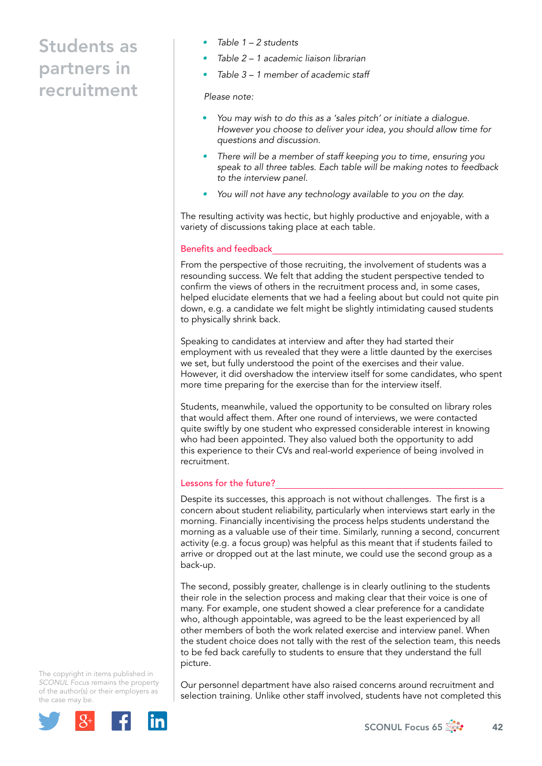- *Table 1 – 2 students*
- *Table 2 – 1 academic liaison librarian*
- *Table 3 – 1 member of academic staff*

*Please note:*

- *You may wish to do this as a 'sales pitch' or initiate a dialogue. However you choose to deliver your idea, you should allow time for questions and discussion.*
- *There will be a member of staff keeping you to time, ensuring you speak to all three tables. Each table will be making notes to feedback to the interview panel.*
- *You will not have any technology available to you on the day.*

The resulting activity was hectic, but highly productive and enjoyable, with a variety of discussions taking place at each table.

## Benefits and feedback

From the perspective of those recruiting, the involvement of students was a resounding success. We felt that adding the student perspective tended to confirm the views of others in the recruitment process and, in some cases, helped elucidate elements that we had a feeling about but could not quite pin down, e.g. a candidate we felt might be slightly intimidating caused students to physically shrink back.

Speaking to candidates at interview and after they had started their employment with us revealed that they were a little daunted by the exercises we set, but fully understood the point of the exercises and their value. However, it did overshadow the interview itself for some candidates, who spent more time preparing for the exercise than for the interview itself.

Students, meanwhile, valued the opportunity to be consulted on library roles that would affect them. After one round of interviews, we were contacted quite swiftly by one student who expressed considerable interest in knowing who had been appointed. They also valued both the opportunity to add this experience to their CVs and real-world experience of being involved in recruitment.

## Lessons for the future?

Despite its successes, this approach is not without challenges. The first is a concern about student reliability, particularly when interviews start early in the morning. Financially incentivising the process helps students understand the morning as a valuable use of their time. Similarly, running a second, concurrent activity (e.g. a focus group) was helpful as this meant that if students failed to arrive or dropped out at the last minute, we could use the second group as a back-up.

The second, possibly greater, challenge is in clearly outlining to the students their role in the selection process and making clear that their voice is one of many. For example, one student showed a clear preference for a candidate who, although appointable, was agreed to be the least experienced by all other members of both the work related exercise and interview panel. When the student choice does not tally with the rest of the selection team, this needs to be fed back carefully to students to ensure that they understand the full picture.

Our personnel department have also raised concerns around recruitment and selection training. Unlike other staff involved, students have not completed this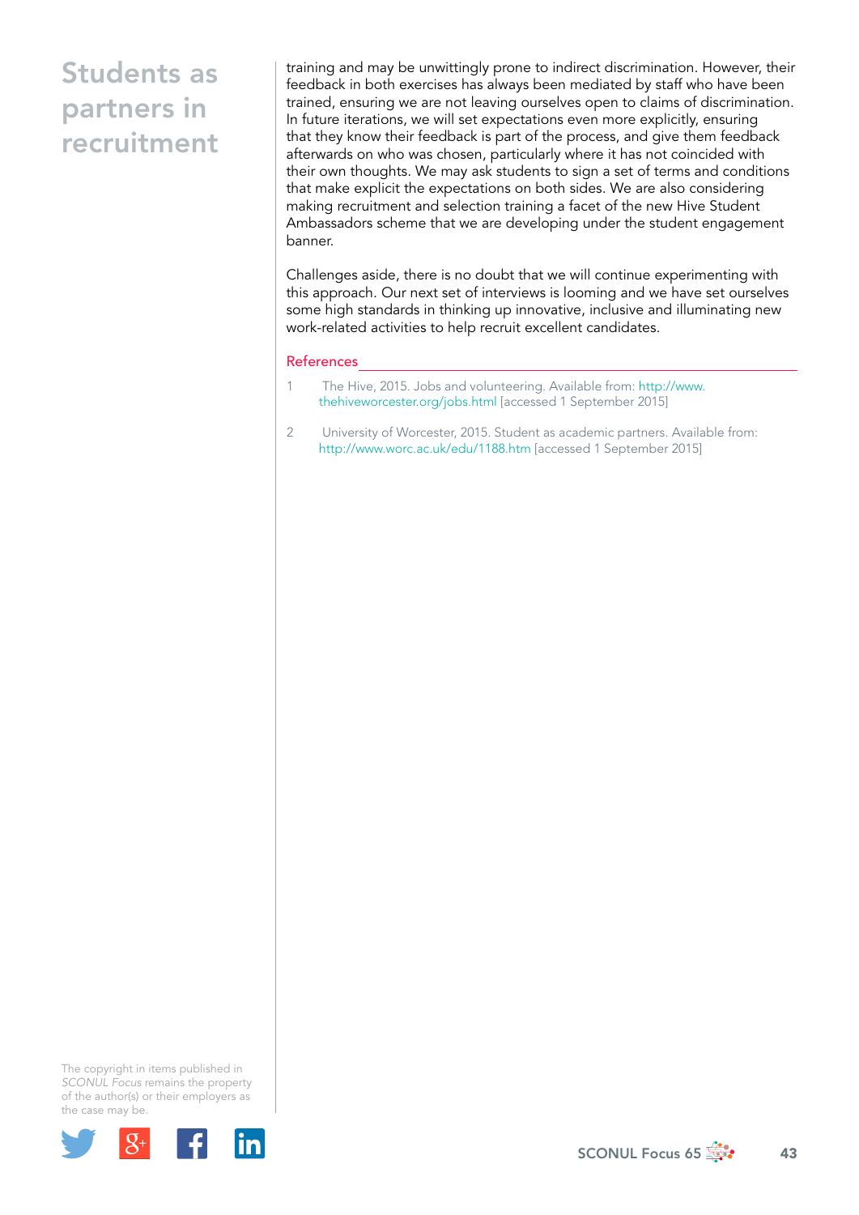training and may be unwittingly prone to indirect discrimination. However, their feedback in both exercises has always been mediated by staff who have been trained, ensuring we are not leaving ourselves open to claims of discrimination. In future iterations, we will set expectations even more explicitly, ensuring that they know their feedback is part of the process, and give them feedback afterwards on who was chosen, particularly where it has not coincided with their own thoughts. We may ask students to sign a set of terms and conditions that make explicit the expectations on both sides. We are also considering making recruitment and selection training a facet of the new Hive Student Ambassadors scheme that we are developing under the student engagement banner.

Challenges aside, there is no doubt that we will continue experimenting with this approach. Our next set of interviews is looming and we have set ourselves some high standards in thinking up innovative, inclusive and illuminating new work-related activities to help recruit excellent candidates.

## References

1. The Hive, 2015. Jobs and volunteering. Available from: http://www.thehiveworcester.org/jobs.html [accessed 1 September 2015]

2. University of Worcester, 2015. Student as academic partners. Available from: http://www.worc.ac.uk/edu/1188.htm [accessed 1 September 2015]

The copyright in items published in *SCONUL Focus* remains the property of the author(s) or their employers as the case may be.